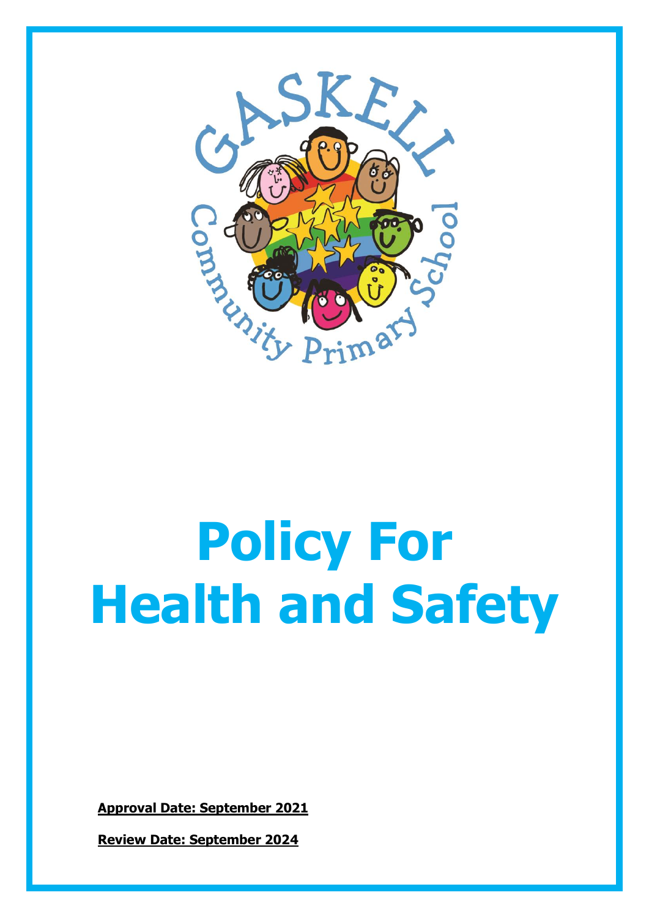# Policy For Health and Safety

**Approval Date: September 2021**

**Review Date: September 2024**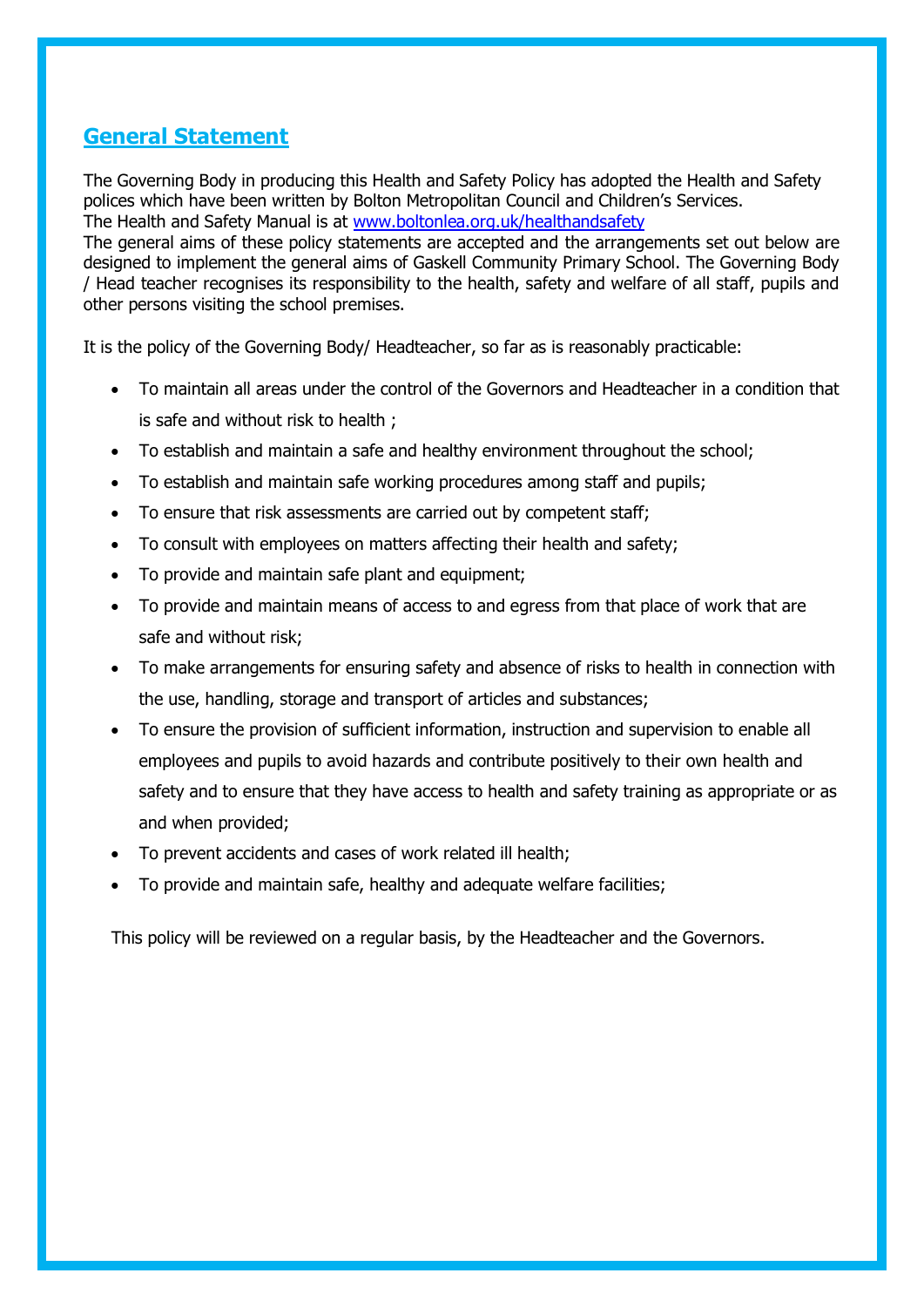## General Statement

The Governing Body in producing this Health and Safety Policy has adopted the Health and Safety polices which have been written by Bolton Metropolitan Council and Children's Services.
The Health and Safety Manual is at [www.boltonlea.org.uk/healthandsafety](www.boltonlea.org.uk/healthandsafety)
The general aims of these policy statements are accepted and the arrangements set out below are designed to implement the general aims of Gaskell Community Primary School. The Governing Body / Head teacher recognises its responsibility to the health, safety and welfare of all staff, pupils and other persons visiting the school premises.

It is the policy of the Governing Body/ Headteacher, so far as is reasonably practicable:

- To maintain all areas under the control of the Governors and Headteacher in a condition that is safe and without risk to health ;
- To establish and maintain a safe and healthy environment throughout the school;
- To establish and maintain safe working procedures among staff and pupils;
- To ensure that risk assessments are carried out by competent staff;
- To consult with employees on matters affecting their health and safety;
- To provide and maintain safe plant and equipment;
- To provide and maintain means of access to and egress from that place of work that are safe and without risk;
- To make arrangements for ensuring safety and absence of risks to health in connection with the use, handling, storage and transport of articles and substances;
- To ensure the provision of sufficient information, instruction and supervision to enable all employees and pupils to avoid hazards and contribute positively to their own health and safety and to ensure that they have access to health and safety training as appropriate or as and when provided;
- To prevent accidents and cases of work related ill health;
- To provide and maintain safe, healthy and adequate welfare facilities;

This policy will be reviewed on a regular basis, by the Headteacher and the Governors.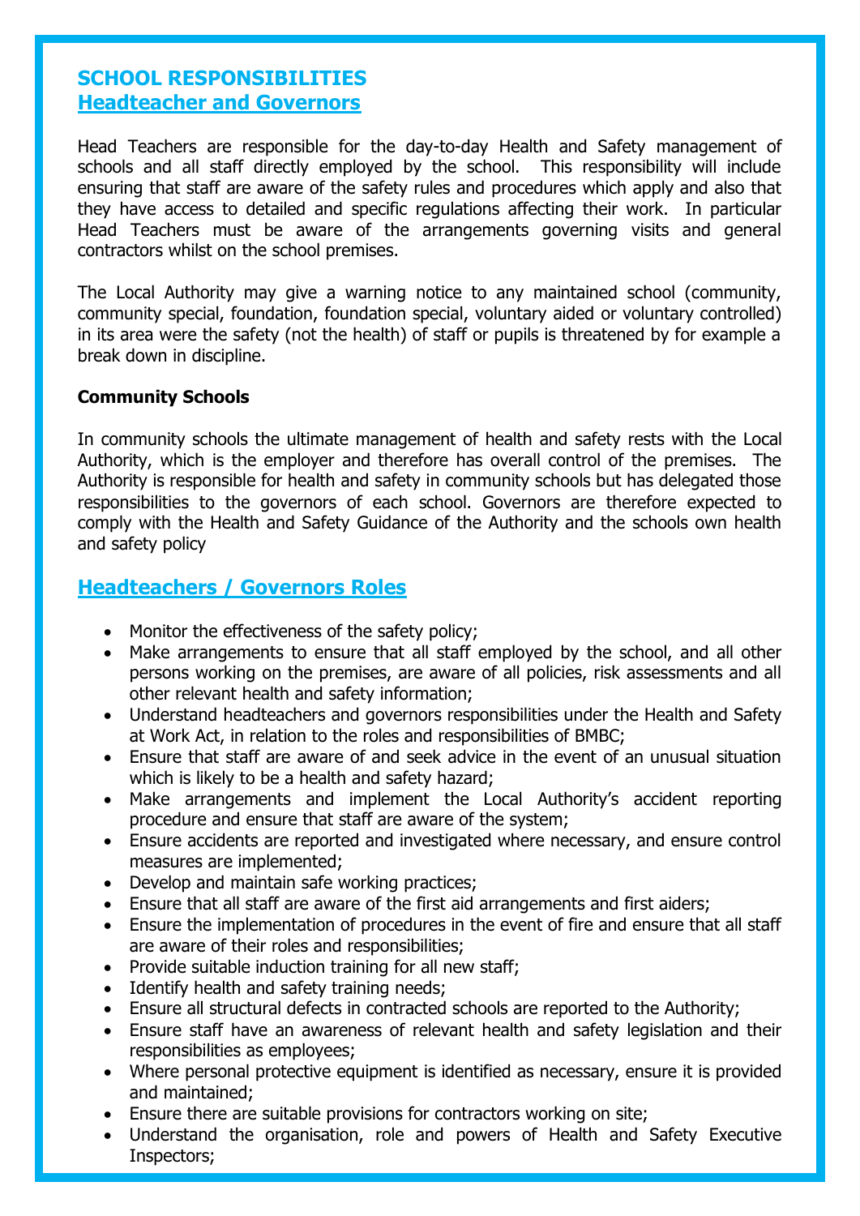## SCHOOL RESPONSIBILITIES

## Headteacher and Governors

Head Teachers are responsible for the day-to-day Health and Safety management of schools and all staff directly employed by the school. This responsibility will include ensuring that staff are aware of the safety rules and procedures which apply and also that they have access to detailed and specific regulations affecting their work. In particular Head Teachers must be aware of the arrangements governing visits and general contractors whilst on the school premises.

The Local Authority may give a warning notice to any maintained school (community, community special, foundation, foundation special, voluntary aided or voluntary controlled) in its area were the safety (not the health) of staff or pupils is threatened by for example a break down in discipline.

**Community Schools**

In community schools the ultimate management of health and safety rests with the Local Authority, which is the employer and therefore has overall control of the premises. The Authority is responsible for health and safety in community schools but has delegated those responsibilities to the governors of each school. Governors are therefore expected to comply with the Health and Safety Guidance of the Authority and the schools own health and safety policy

## Headteachers / Governors Roles

- Monitor the effectiveness of the safety policy;
- Make arrangements to ensure that all staff employed by the school, and all other persons working on the premises, are aware of all policies, risk assessments and all other relevant health and safety information;
- Understand headteachers and governors responsibilities under the Health and Safety at Work Act, in relation to the roles and responsibilities of BMBC;
- Ensure that staff are aware of and seek advice in the event of an unusual situation which is likely to be a health and safety hazard;
- Make arrangements and implement the Local Authority's accident reporting procedure and ensure that staff are aware of the system;
- Ensure accidents are reported and investigated where necessary, and ensure control measures are implemented;
- Develop and maintain safe working practices;
- Ensure that all staff are aware of the first aid arrangements and first aiders;
- Ensure the implementation of procedures in the event of fire and ensure that all staff are aware of their roles and responsibilities;
- Provide suitable induction training for all new staff;
- Identify health and safety training needs;
- Ensure all structural defects in contracted schools are reported to the Authority;
- Ensure staff have an awareness of relevant health and safety legislation and their responsibilities as employees;
- Where personal protective equipment is identified as necessary, ensure it is provided and maintained;
- Ensure there are suitable provisions for contractors working on site;
- Understand the organisation, role and powers of Health and Safety Executive Inspectors;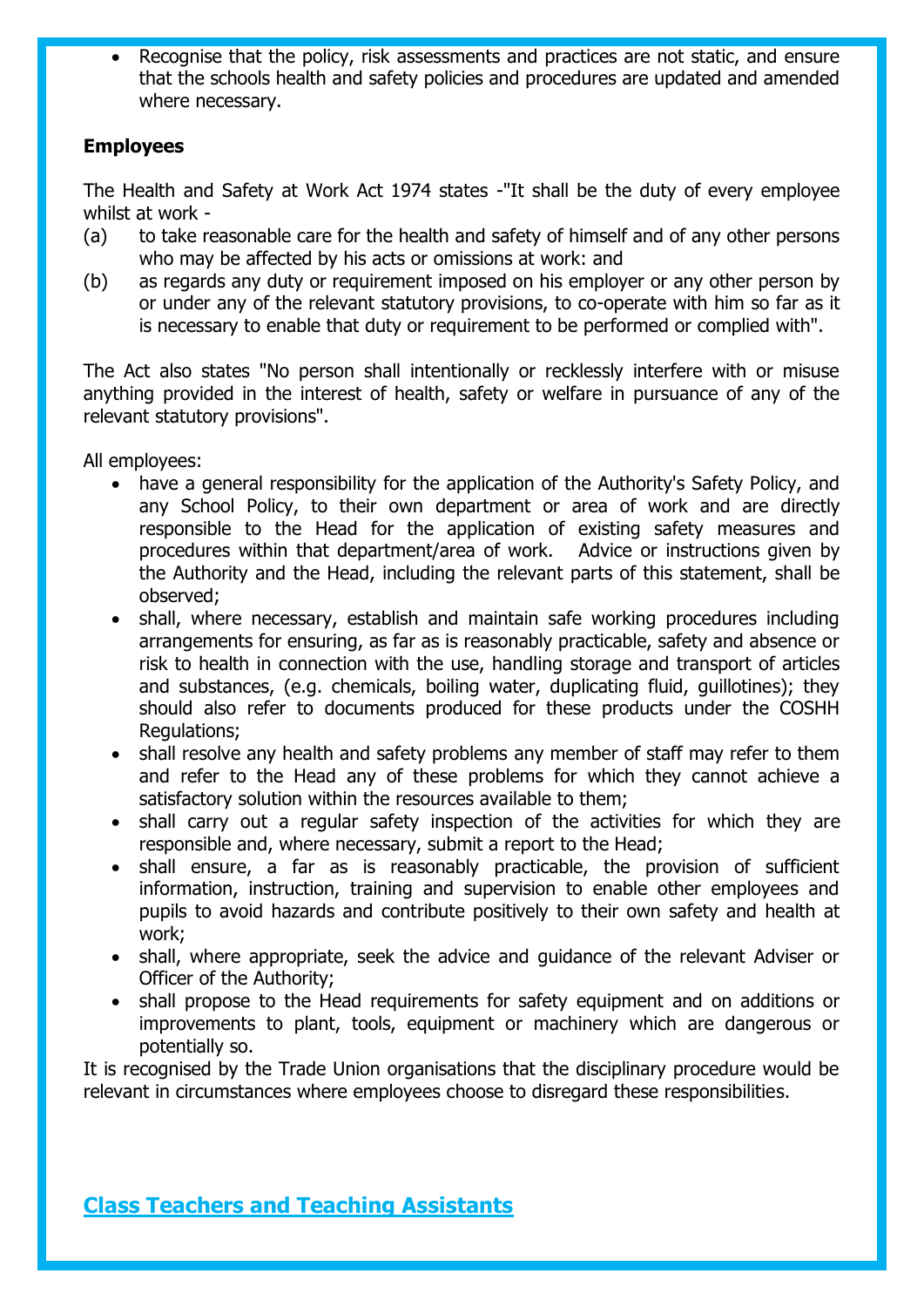- Recognise that the policy, risk assessments and practices are not static, and ensure that the schools health and safety policies and procedures are updated and amended where necessary.

**Employees**

The Health and Safety at Work Act 1974 states -"It shall be the duty of every employee whilst at work -

(a) to take reasonable care for the health and safety of himself and of any other persons who may be affected by his acts or omissions at work: and

(b) as regards any duty or requirement imposed on his employer or any other person by or under any of the relevant statutory provisions, to co-operate with him so far as it is necessary to enable that duty or requirement to be performed or complied with".

The Act also states "No person shall intentionally or recklessly interfere with or misuse anything provided in the interest of health, safety or welfare in pursuance of any of the relevant statutory provisions".

All employees:

- have a general responsibility for the application of the Authority's Safety Policy, and any School Policy, to their own department or area of work and are directly responsible to the Head for the application of existing safety measures and procedures within that department/area of work. Advice or instructions given by the Authority and the Head, including the relevant parts of this statement, shall be observed;
- shall, where necessary, establish and maintain safe working procedures including arrangements for ensuring, as far as is reasonably practicable, safety and absence or risk to health in connection with the use, handling storage and transport of articles and substances, (e.g. chemicals, boiling water, duplicating fluid, guillotines); they should also refer to documents produced for these products under the COSHH Regulations;
- shall resolve any health and safety problems any member of staff may refer to them and refer to the Head any of these problems for which they cannot achieve a satisfactory solution within the resources available to them;
- shall carry out a regular safety inspection of the activities for which they are responsible and, where necessary, submit a report to the Head;
- shall ensure, a far as is reasonably practicable, the provision of sufficient information, instruction, training and supervision to enable other employees and pupils to avoid hazards and contribute positively to their own safety and health at work;
- shall, where appropriate, seek the advice and guidance of the relevant Adviser or Officer of the Authority;
- shall propose to the Head requirements for safety equipment and on additions or improvements to plant, tools, equipment or machinery which are dangerous or potentially so.

It is recognised by the Trade Union organisations that the disciplinary procedure would be relevant in circumstances where employees choose to disregard these responsibilities.

## Class Teachers and Teaching Assistants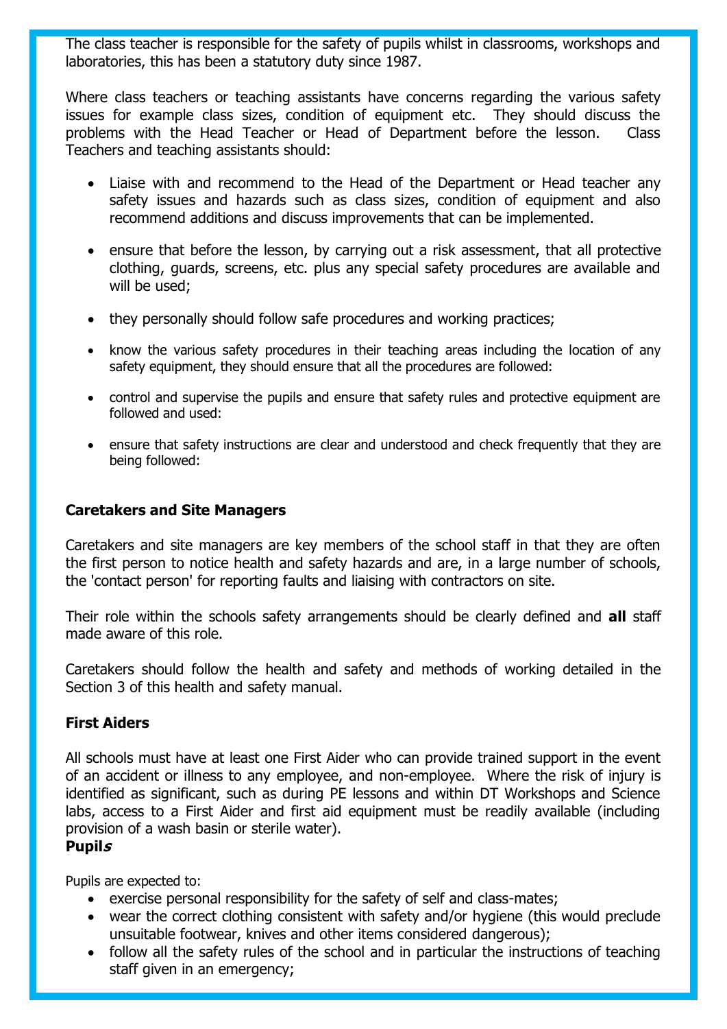The class teacher is responsible for the safety of pupils whilst in classrooms, workshops and laboratories, this has been a statutory duty since 1987.

Where class teachers or teaching assistants have concerns regarding the various safety issues for example class sizes, condition of equipment etc. They should discuss the problems with the Head Teacher or Head of Department before the lesson. Class Teachers and teaching assistants should:

- Liaise with and recommend to the Head of the Department or Head teacher any safety issues and hazards such as class sizes, condition of equipment and also recommend additions and discuss improvements that can be implemented.
- ensure that before the lesson, by carrying out a risk assessment, that all protective clothing, guards, screens, etc. plus any special safety procedures are available and will be used;
- they personally should follow safe procedures and working practices;
- know the various safety procedures in their teaching areas including the location of any safety equipment, they should ensure that all the procedures are followed:
- control and supervise the pupils and ensure that safety rules and protective equipment are followed and used:
- ensure that safety instructions are clear and understood and check frequently that they are being followed:

### Caretakers and Site Managers

Caretakers and site managers are key members of the school staff in that they are often the first person to notice health and safety hazards and are, in a large number of schools, the 'contact person' for reporting faults and liaising with contractors on site.

Their role within the schools safety arrangements should be clearly defined and **all** staff made aware of this role.

Caretakers should follow the health and safety and methods of working detailed in the Section 3 of this health and safety manual.

### First Aiders

All schools must have at least one First Aider who can provide trained support in the event of an accident or illness to any employee, and non-employee. Where the risk of injury is identified as significant, such as during PE lessons and within DT Workshops and Science labs, access to a First Aider and first aid equipment must be readily available (including provision of a wash basin or sterile water).

### Pupils

Pupils are expected to:

- exercise personal responsibility for the safety of self and class-mates;
- wear the correct clothing consistent with safety and/or hygiene (this would preclude unsuitable footwear, knives and other items considered dangerous);
- follow all the safety rules of the school and in particular the instructions of teaching staff given in an emergency;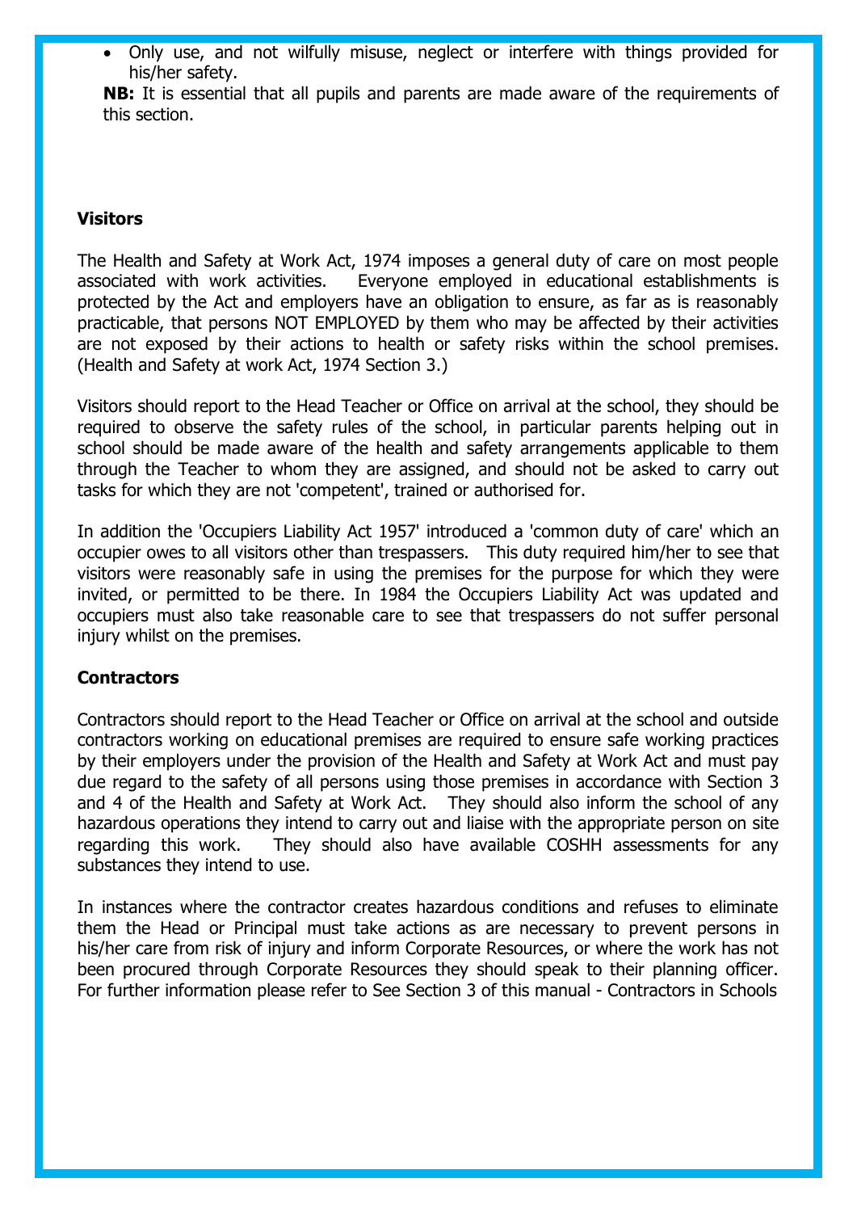- Only use, and not wilfully misuse, neglect or interfere with things provided for his/her safety.

**NB:** It is essential that all pupils and parents are made aware of the requirements of this section.

**Visitors**

The Health and Safety at Work Act, 1974 imposes a general duty of care on most people associated with work activities. Everyone employed in educational establishments is protected by the Act and employers have an obligation to ensure, as far as is reasonably practicable, that persons NOT EMPLOYED by them who may be affected by their activities are not exposed by their actions to health or safety risks within the school premises. (Health and Safety at work Act, 1974 Section 3.)

Visitors should report to the Head Teacher or Office on arrival at the school, they should be required to observe the safety rules of the school, in particular parents helping out in school should be made aware of the health and safety arrangements applicable to them through the Teacher to whom they are assigned, and should not be asked to carry out tasks for which they are not 'competent', trained or authorised for.

In addition the 'Occupiers Liability Act 1957' introduced a 'common duty of care' which an occupier owes to all visitors other than trespassers. This duty required him/her to see that visitors were reasonably safe in using the premises for the purpose for which they were invited, or permitted to be there. In 1984 the Occupiers Liability Act was updated and occupiers must also take reasonable care to see that trespassers do not suffer personal injury whilst on the premises.

**Contractors**

Contractors should report to the Head Teacher or Office on arrival at the school and outside contractors working on educational premises are required to ensure safe working practices by their employers under the provision of the Health and Safety at Work Act and must pay due regard to the safety of all persons using those premises in accordance with Section 3 and 4 of the Health and Safety at Work Act. They should also inform the school of any hazardous operations they intend to carry out and liaise with the appropriate person on site regarding this work. They should also have available COSHH assessments for any substances they intend to use.

In instances where the contractor creates hazardous conditions and refuses to eliminate them the Head or Principal must take actions as are necessary to prevent persons in his/her care from risk of injury and inform Corporate Resources, or where the work has not been procured through Corporate Resources they should speak to their planning officer. For further information please refer to See Section 3 of this manual - Contractors in Schools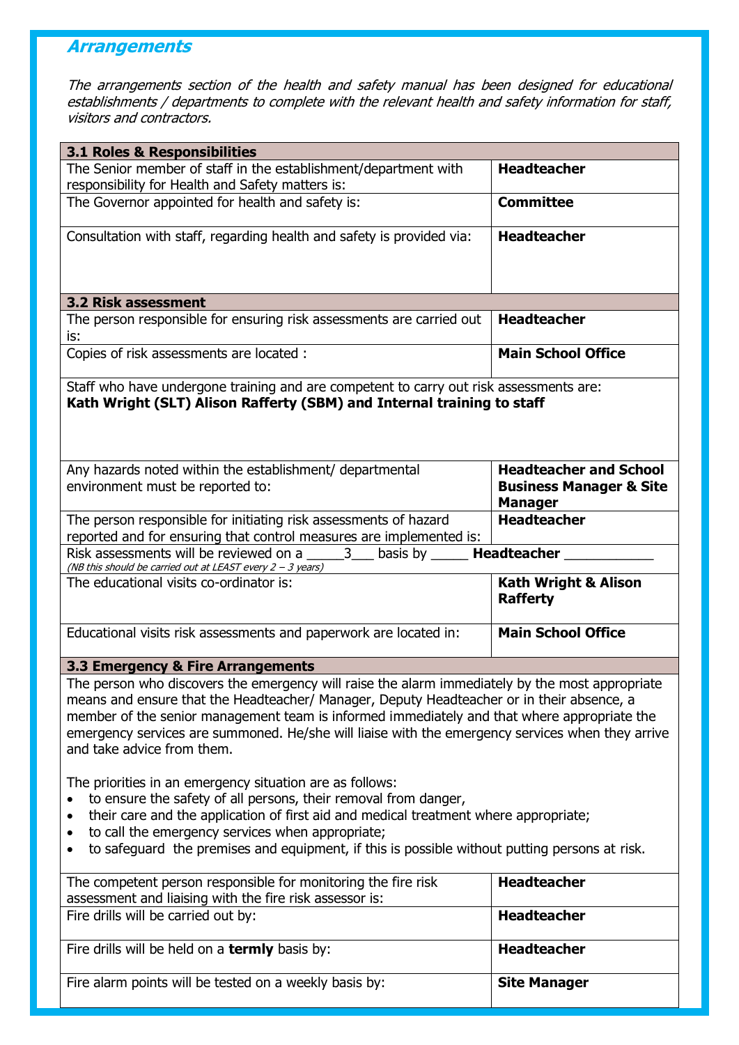## Arrangements

*The arrangements section of the health and safety manual has been designed for educational establishments / departments to complete with the relevant health and safety information for staff, visitors and contractors.*

| **3.1 Roles & Responsibilities** | |
|---|---|
| The Senior member of staff in the establishment/department with responsibility for Health and Safety matters is: | **Headteacher** |
| The Governor appointed for health and safety is: | **Committee** |
| Consultation with staff, regarding health and safety is provided via: | **Headteacher** |

| **3.2 Risk assessment** | |
|---|---|
| The person responsible for ensuring risk assessments are carried out is: | **Headteacher** |
| Copies of risk assessments are located : | **Main School Office** |
| Staff who have undergone training and are competent to carry out risk assessments are: **Kath Wright (SLT) Alison Rafferty (SBM) and Internal training to staff** | |
| Any hazards noted within the establishment/ departmental environment must be reported to: | **Headteacher and School Business Manager & Site Manager** |
| The person responsible for initiating risk assessments of hazard reported and for ensuring that control measures are implemented is: | **Headteacher** |
| Risk assessments will be reviewed on a \_\_\_\_\_3\_\_\_ basis by \_\_\_\_\_ **Headteacher** \_\_\_\_\_\_\_\_\_\_\_\_ *(NB this should be carried out at LEAST every 2 – 3 years)* | |
| The educational visits co-ordinator is: | **Kath Wright & Alison Rafferty** |
| Educational visits risk assessments and paperwork are located in: | **Main School Office** |

**3.3 Emergency & Fire Arrangements**

The person who discovers the emergency will raise the alarm immediately by the most appropriate means and ensure that the Headteacher/ Manager, Deputy Headteacher or in their absence, a member of the senior management team is informed immediately and that where appropriate the emergency services are summoned. He/she will liaise with the emergency services when they arrive and take advice from them.

The priorities in an emergency situation are as follows:

- to ensure the safety of all persons, their removal from danger,
- their care and the application of first aid and medical treatment where appropriate;
- to call the emergency services when appropriate;
- to safeguard the premises and equipment, if this is possible without putting persons at risk.

| | |
|---|---|
| The competent person responsible for monitoring the fire risk assessment and liaising with the fire risk assessor is: | **Headteacher** |
| Fire drills will be carried out by: | **Headteacher** |
| Fire drills will be held on a **termly** basis by: | **Headteacher** |
| Fire alarm points will be tested on a weekly basis by: | **Site Manager** |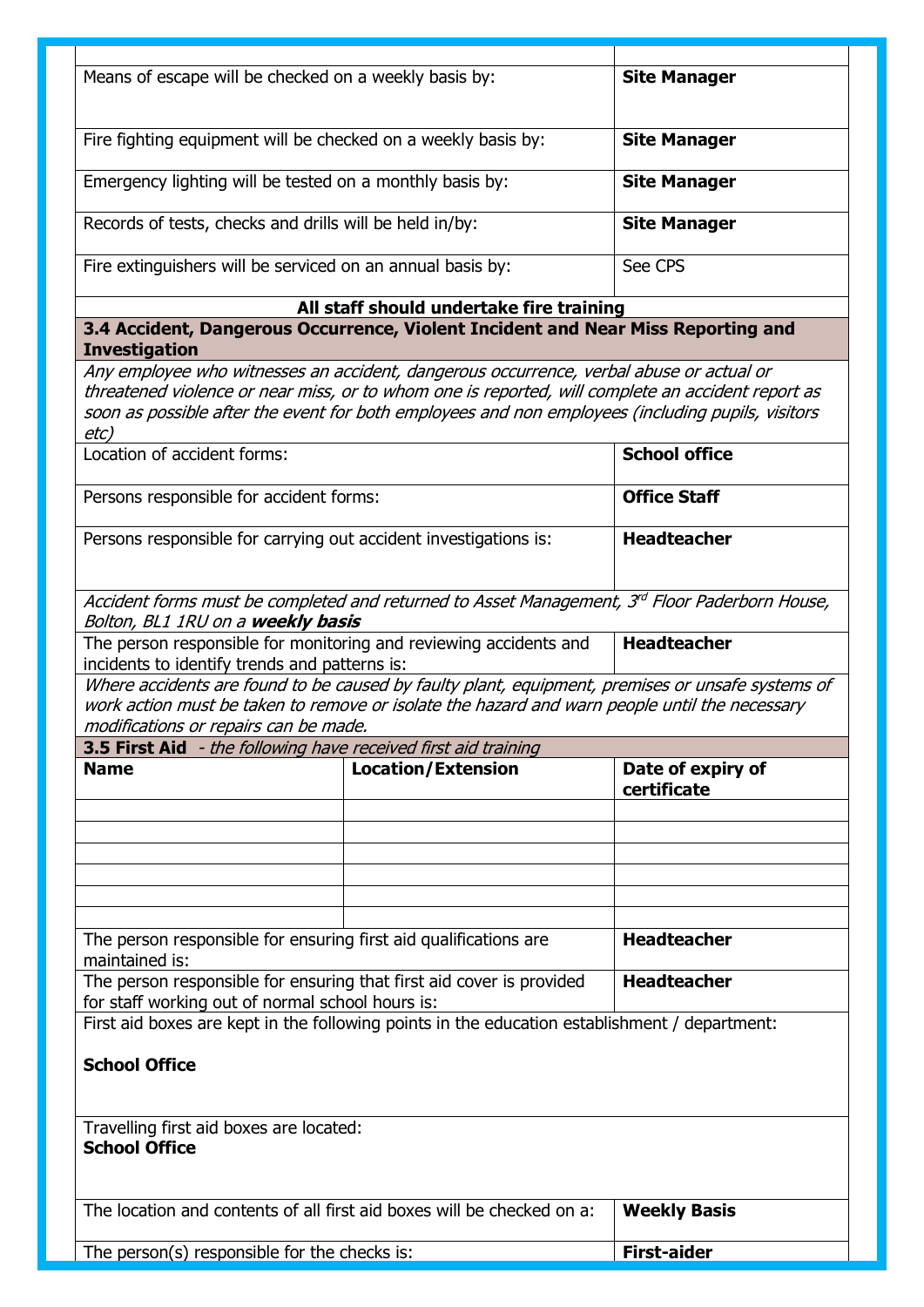| | |
|---|---|
| Means of escape will be checked on a weekly basis by: | **Site Manager** |
| Fire fighting equipment will be checked on a weekly basis by: | **Site Manager** |
| Emergency lighting will be tested on a monthly basis by: | **Site Manager** |
| Records of tests, checks and drills will be held in/by: | **Site Manager** |
| Fire extinguishers will be serviced on an annual basis by: | See CPS |

**All staff should undertake fire training**

### 3.4 Accident, Dangerous Occurrence, Violent Incident and Near Miss Reporting and Investigation

*Any employee who witnesses an accident, dangerous occurrence, verbal abuse or actual or threatened violence or near miss, or to whom one is reported, will complete an accident report as soon as possible after the event for both employees and non employees (including pupils, visitors etc)*

| | |
|---|---|
| Location of accident forms: | **School office** |
| Persons responsible for accident forms: | **Office Staff** |
| Persons responsible for carrying out accident investigations is: | **Headteacher** |

*Accident forms must be completed and returned to Asset Management, 3rd Floor Paderborn House, Bolton, BL1 1RU on a **weekly basis***

| | |
|---|---|
| The person responsible for monitoring and reviewing accidents and incidents to identify trends and patterns is: | **Headteacher** |

*Where accidents are found to be caused by faulty plant, equipment, premises or unsafe systems of work action must be taken to remove or isolate the hazard and warn people until the necessary modifications or repairs can be made.*

### 3.5 First Aid *- the following have received first aid training*

| Name | Location/Extension | Date of expiry of certificate |
|---|---|---|
| | | |
| | | |
| | | |
| | | |
| | | |
| | | |

| | |
|---|---|
| The person responsible for ensuring first aid qualifications are maintained is: | **Headteacher** |
| The person responsible for ensuring that first aid cover is provided for staff working out of normal school hours is: | **Headteacher** |

First aid boxes are kept in the following points in the education establishment / department:

**School Office**

Travelling first aid boxes are located:
**School Office**

| | |
|---|---|
| The location and contents of all first aid boxes will be checked on a: | **Weekly Basis** |
| The person(s) responsible for the checks is: | **First-aider** |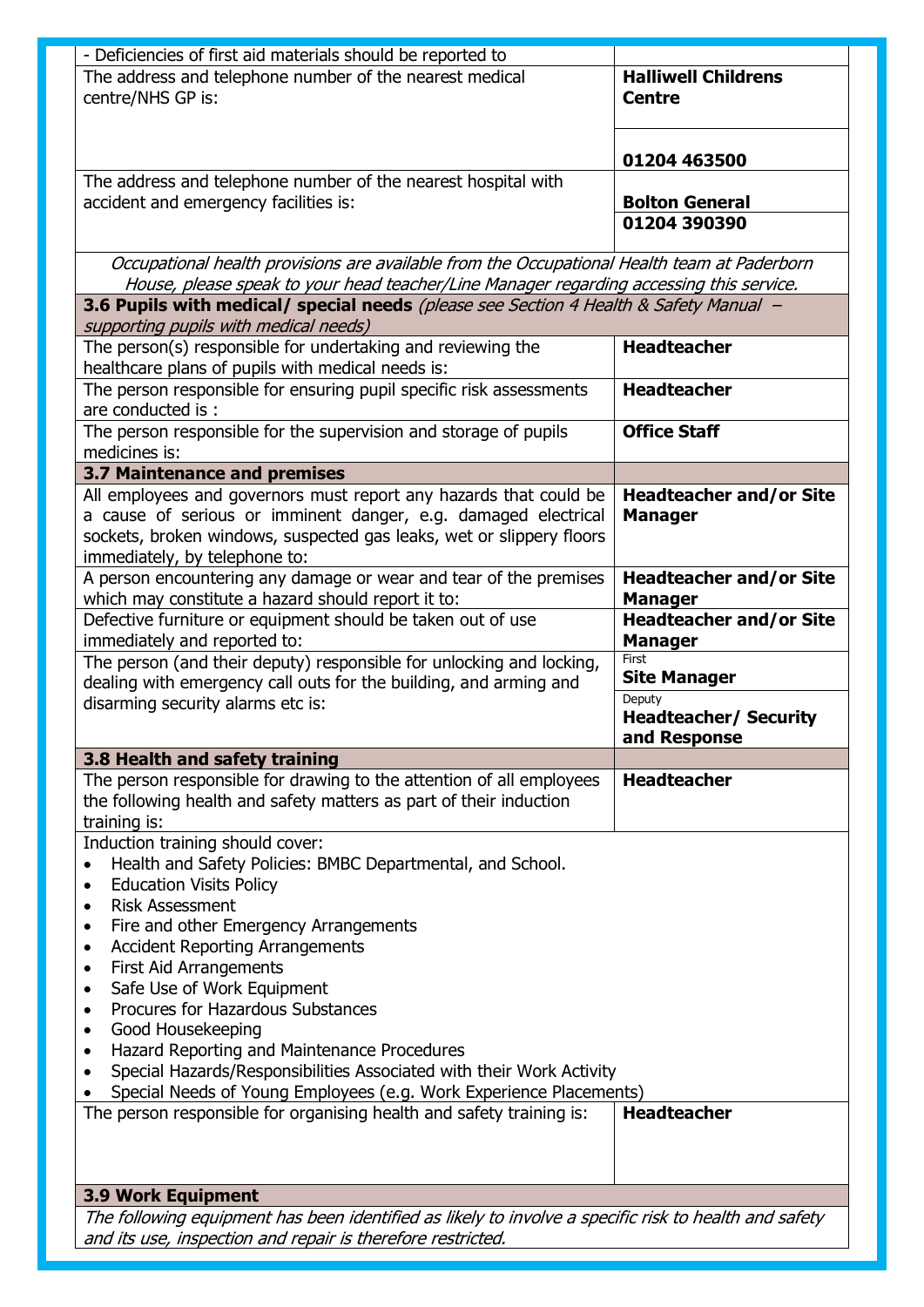| | |
|---|---|
| - Deficiencies of first aid materials should be reported to | |
| The address and telephone number of the nearest medical centre/NHS GP is: | **Halliwell Childrens Centre**<br><br>**01204 463500** |
| The address and telephone number of the nearest hospital with accident and emergency facilities is: | **Bolton General**<br>**01204 390390** |
| *Occupational health provisions are available from the Occupational Health team at Paderborn House, please speak to your head teacher/Line Manager regarding accessing this service.* | |
| **3.6 Pupils with medical/ special needs** *(please see Section 4 Health & Safety Manual – supporting pupils with medical needs)* | |
| The person(s) responsible for undertaking and reviewing the healthcare plans of pupils with medical needs is: | **Headteacher** |
| The person responsible for ensuring pupil specific risk assessments are conducted is : | **Headteacher** |
| The person responsible for the supervision and storage of pupils medicines is: | **Office Staff** |
| **3.7 Maintenance and premises** | |
| All employees and governors must report any hazards that could be a cause of serious or imminent danger, e.g. damaged electrical sockets, broken windows, suspected gas leaks, wet or slippery floors immediately, by telephone to: | **Headteacher and/or Site Manager** |
| A person encountering any damage or wear and tear of the premises which may constitute a hazard should report it to: | **Headteacher and/or Site Manager** |
| Defective furniture or equipment should be taken out of use immediately and reported to: | **Headteacher and/or Site Manager** |
| The person (and their deputy) responsible for unlocking and locking, dealing with emergency call outs for the building, and arming and disarming security alarms etc is: | First<br>**Site Manager**<br>Deputy<br>**Headteacher/ Security and Response** |
| **3.8 Health and safety training** | |
| The person responsible for drawing to the attention of all employees the following health and safety matters as part of their induction training is: | **Headteacher** |

Induction training should cover:

- Health and Safety Policies: BMBC Departmental, and School.
- Education Visits Policy
- Risk Assessment
- Fire and other Emergency Arrangements
- Accident Reporting Arrangements
- First Aid Arrangements
- Safe Use of Work Equipment
- Procures for Hazardous Substances
- Good Housekeeping
- Hazard Reporting and Maintenance Procedures
- Special Hazards/Responsibilities Associated with their Work Activity
- Special Needs of Young Employees (e.g. Work Experience Placements)

| | |
|---|---|
| The person responsible for organising health and safety training is: | **Headteacher** |

**3.9 Work Equipment**

*The following equipment has been identified as likely to involve a specific risk to health and safety and its use, inspection and repair is therefore restricted.*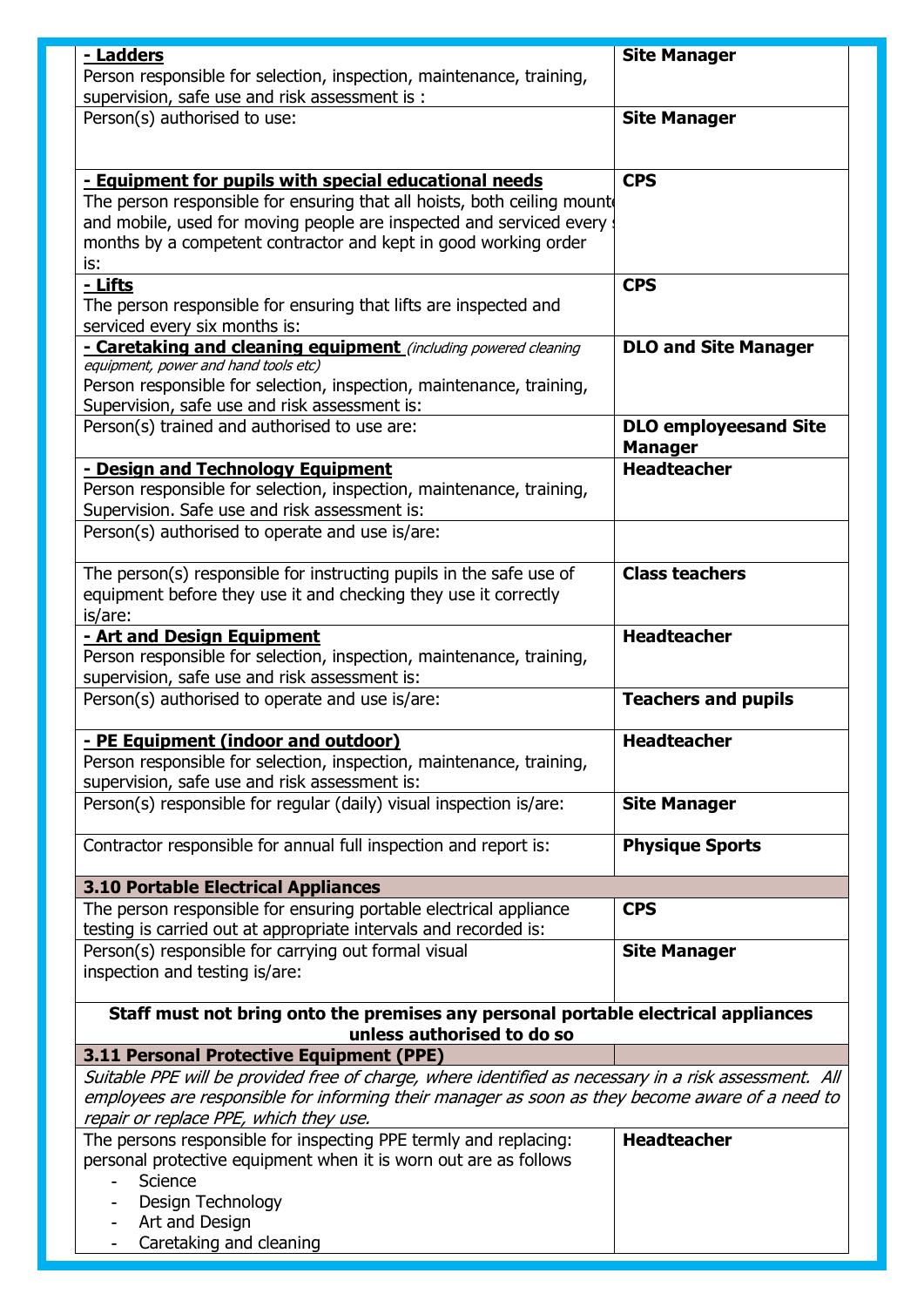| | |
|---|---|
| **- Ladders**<br>Person responsible for selection, inspection, maintenance, training, supervision, safe use and risk assessment is : | **Site Manager** |
| Person(s) authorised to use: | **Site Manager** |
| **- Equipment for pupils with special educational needs**<br>The person responsible for ensuring that all hoists, both ceiling mounte and mobile, used for moving people are inspected and serviced every months by a competent contractor and kept in good working order is: | **CPS** |
| **- Lifts**<br>The person responsible for ensuring that lifts are inspected and serviced every six months is: | **CPS** |
| **- Caretaking and cleaning equipment** *(including powered cleaning equipment, power and hand tools etc)*<br>Person responsible for selection, inspection, maintenance, training, Supervision, safe use and risk assessment is: | **DLO and Site Manager** |
| Person(s) trained and authorised to use are: | **DLO employeesand Site Manager** |
| **- Design and Technology Equipment**<br>Person responsible for selection, inspection, maintenance, training, Supervision. Safe use and risk assessment is: | **Headteacher** |
| Person(s) authorised to operate and use is/are: | |
| The person(s) responsible for instructing pupils in the safe use of equipment before they use it and checking they use it correctly is/are: | **Class teachers** |
| **- Art and Design Equipment**<br>Person responsible for selection, inspection, maintenance, training, supervision, safe use and risk assessment is: | **Headteacher** |
| Person(s) authorised to operate and use is/are: | **Teachers and pupils** |
| **- PE Equipment (indoor and outdoor)**<br>Person responsible for selection, inspection, maintenance, training, supervision, safe use and risk assessment is: | **Headteacher** |
| Person(s) responsible for regular (daily) visual inspection is/are: | **Site Manager** |
| Contractor responsible for annual full inspection and report is: | **Physique Sports** |
| **3.10 Portable Electrical Appliances** | |
| The person responsible for ensuring portable electrical appliance testing is carried out at appropriate intervals and recorded is: | **CPS** |
| Person(s) responsible for carrying out formal visual inspection and testing is/are: | **Site Manager** |
| **Staff must not bring onto the premises any personal portable electrical appliances unless authorised to do so** | |
| **3.11 Personal Protective Equipment (PPE)** | |
| *Suitable PPE will be provided free of charge, where identified as necessary in a risk assessment. All employees are responsible for informing their manager as soon as they become aware of a need to repair or replace PPE, which they use.* | |
| The persons responsible for inspecting PPE termly and replacing: personal protective equipment when it is worn out are as follows<br>- Science<br>- Design Technology<br>- Art and Design<br>- Caretaking and cleaning | **Headteacher** |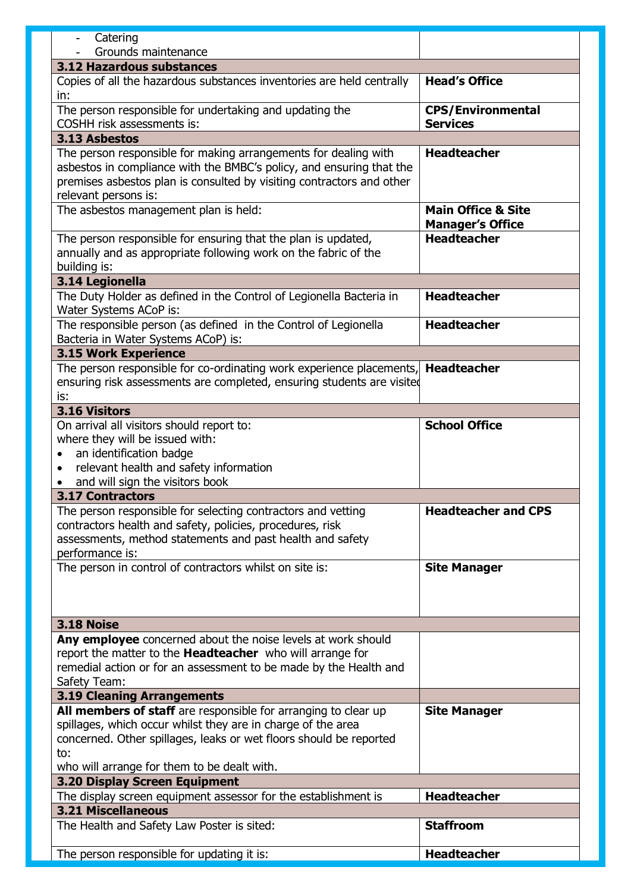| | |
|---|---|
| - Catering<br>- Grounds maintenance | |
| **3.12 Hazardous substances** | |
| Copies of all the hazardous substances inventories are held centrally in: | **Head's Office** |
| The person responsible for undertaking and updating the COSHH risk assessments is: | **CPS/Environmental Services** |
| **3.13 Asbestos** | |
| The person responsible for making arrangements for dealing with asbestos in compliance with the BMBC's policy, and ensuring that the premises asbestos plan is consulted by visiting contractors and other relevant persons is: | **Headteacher** |
| The asbestos management plan is held: | **Main Office & Site Manager's Office** |
| The person responsible for ensuring that the plan is updated, annually and as appropriate following work on the fabric of the building is: | **Headteacher** |
| **3.14 Legionella** | |
| The Duty Holder as defined in the Control of Legionella Bacteria in Water Systems ACoP is: | **Headteacher** |
| The responsible person (as defined in the Control of Legionella Bacteria in Water Systems ACoP) is: | **Headteacher** |
| **3.15 Work Experience** | |
| The person responsible for co-ordinating work experience placements, ensuring risk assessments are completed, ensuring students are visited is: | **Headteacher** |
| **3.16 Visitors** | |
| On arrival all visitors should report to:<br>where they will be issued with:<br>• an identification badge<br>• relevant health and safety information<br>• and will sign the visitors book | **School Office** |
| **3.17 Contractors** | |
| The person responsible for selecting contractors and vetting contractors health and safety, policies, procedures, risk assessments, method statements and past health and safety performance is: | **Headteacher and CPS** |
| The person in control of contractors whilst on site is: | **Site Manager** |
| **3.18 Noise** | |
| **Any employee** concerned about the noise levels at work should report the matter to the **Headteacher** who will arrange for remedial action or for an assessment to be made by the Health and Safety Team: | |
| **3.19 Cleaning Arrangements** | |
| **All members of staff** are responsible for arranging to clear up spillages, which occur whilst they are in charge of the area concerned. Other spillages, leaks or wet floors should be reported to:<br>who will arrange for them to be dealt with. | **Site Manager** |
| **3.20 Display Screen Equipment** | |
| The display screen equipment assessor for the establishment is | **Headteacher** |
| **3.21 Miscellaneous** | |
| The Health and Safety Law Poster is sited: | **Staffroom** |
| The person responsible for updating it is: | **Headteacher** |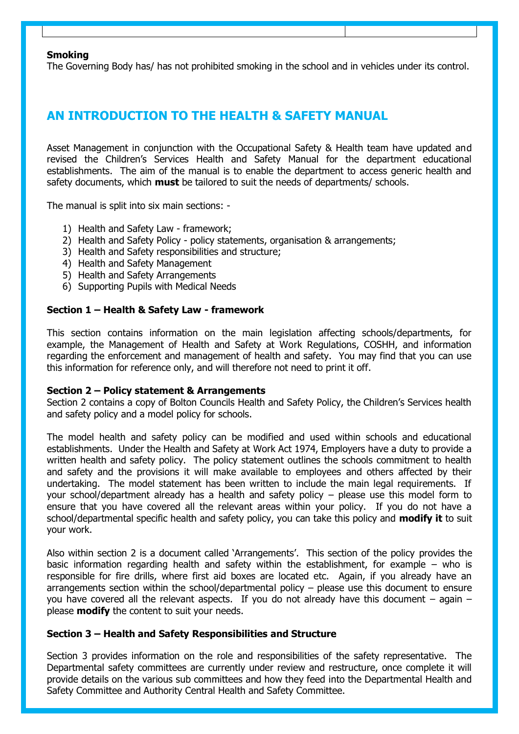**Smoking**
The Governing Body has/ has not prohibited smoking in the school and in vehicles under its control.

## AN INTRODUCTION TO THE HEALTH & SAFETY MANUAL

Asset Management in conjunction with the Occupational Safety & Health team have updated and revised the Children's Services Health and Safety Manual for the department educational establishments. The aim of the manual is to enable the department to access generic health and safety documents, which **must** be tailored to suit the needs of departments/ schools.

The manual is split into six main sections: -

1) Health and Safety Law - framework;
2) Health and Safety Policy - policy statements, organisation & arrangements;
3) Health and Safety responsibilities and structure;
4) Health and Safety Management
5) Health and Safety Arrangements
6) Supporting Pupils with Medical Needs

**Section 1 – Health & Safety Law - framework**

This section contains information on the main legislation affecting schools/departments, for example, the Management of Health and Safety at Work Regulations, COSHH, and information regarding the enforcement and management of health and safety. You may find that you can use this information for reference only, and will therefore not need to print it off.

**Section 2 – Policy statement & Arrangements**
Section 2 contains a copy of Bolton Councils Health and Safety Policy, the Children's Services health and safety policy and a model policy for schools.

The model health and safety policy can be modified and used within schools and educational establishments. Under the Health and Safety at Work Act 1974, Employers have a duty to provide a written health and safety policy. The policy statement outlines the schools commitment to health and safety and the provisions it will make available to employees and others affected by their undertaking. The model statement has been written to include the main legal requirements. If your school/department already has a health and safety policy – please use this model form to ensure that you have covered all the relevant areas within your policy. If you do not have a school/departmental specific health and safety policy, you can take this policy and **modify it** to suit your work.

Also within section 2 is a document called 'Arrangements'. This section of the policy provides the basic information regarding health and safety within the establishment, for example – who is responsible for fire drills, where first aid boxes are located etc. Again, if you already have an arrangements section within the school/departmental policy – please use this document to ensure you have covered all the relevant aspects. If you do not already have this document – again – please **modify** the content to suit your needs.

**Section 3 – Health and Safety Responsibilities and Structure**

Section 3 provides information on the role and responsibilities of the safety representative. The Departmental safety committees are currently under review and restructure, once complete it will provide details on the various sub committees and how they feed into the Departmental Health and Safety Committee and Authority Central Health and Safety Committee.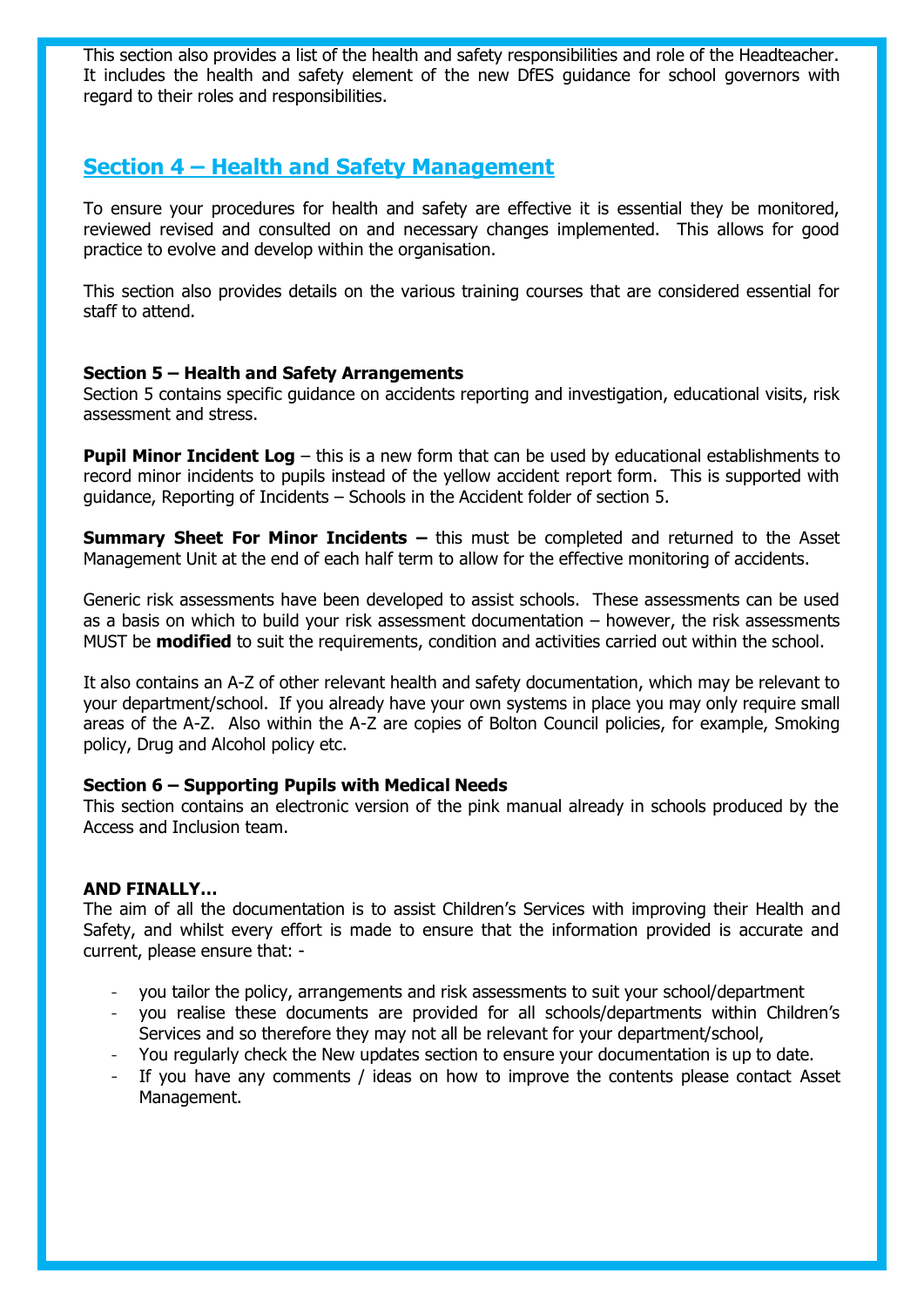This section also provides a list of the health and safety responsibilities and role of the Headteacher. It includes the health and safety element of the new DfES guidance for school governors with regard to their roles and responsibilities.

## Section 4 – Health and Safety Management

To ensure your procedures for health and safety are effective it is essential they be monitored, reviewed revised and consulted on and necessary changes implemented. This allows for good practice to evolve and develop within the organisation.

This section also provides details on the various training courses that are considered essential for staff to attend.

### Section 5 – Health and Safety Arrangements

Section 5 contains specific guidance on accidents reporting and investigation, educational visits, risk assessment and stress.

**Pupil Minor Incident Log** – this is a new form that can be used by educational establishments to record minor incidents to pupils instead of the yellow accident report form. This is supported with guidance, Reporting of Incidents – Schools in the Accident folder of section 5.

**Summary Sheet For Minor Incidents –** this must be completed and returned to the Asset Management Unit at the end of each half term to allow for the effective monitoring of accidents.

Generic risk assessments have been developed to assist schools. These assessments can be used as a basis on which to build your risk assessment documentation – however, the risk assessments MUST be **modified** to suit the requirements, condition and activities carried out within the school.

It also contains an A-Z of other relevant health and safety documentation, which may be relevant to your department/school. If you already have your own systems in place you may only require small areas of the A-Z. Also within the A-Z are copies of Bolton Council policies, for example, Smoking policy, Drug and Alcohol policy etc.

### Section 6 – Supporting Pupils with Medical Needs

This section contains an electronic version of the pink manual already in schools produced by the Access and Inclusion team.

### AND FINALLY…

The aim of all the documentation is to assist Children's Services with improving their Health and Safety, and whilst every effort is made to ensure that the information provided is accurate and current, please ensure that: -

- you tailor the policy, arrangements and risk assessments to suit your school/department
- you realise these documents are provided for all schools/departments within Children's Services and so therefore they may not all be relevant for your department/school,
- You regularly check the New updates section to ensure your documentation is up to date.
- If you have any comments / ideas on how to improve the contents please contact Asset Management.